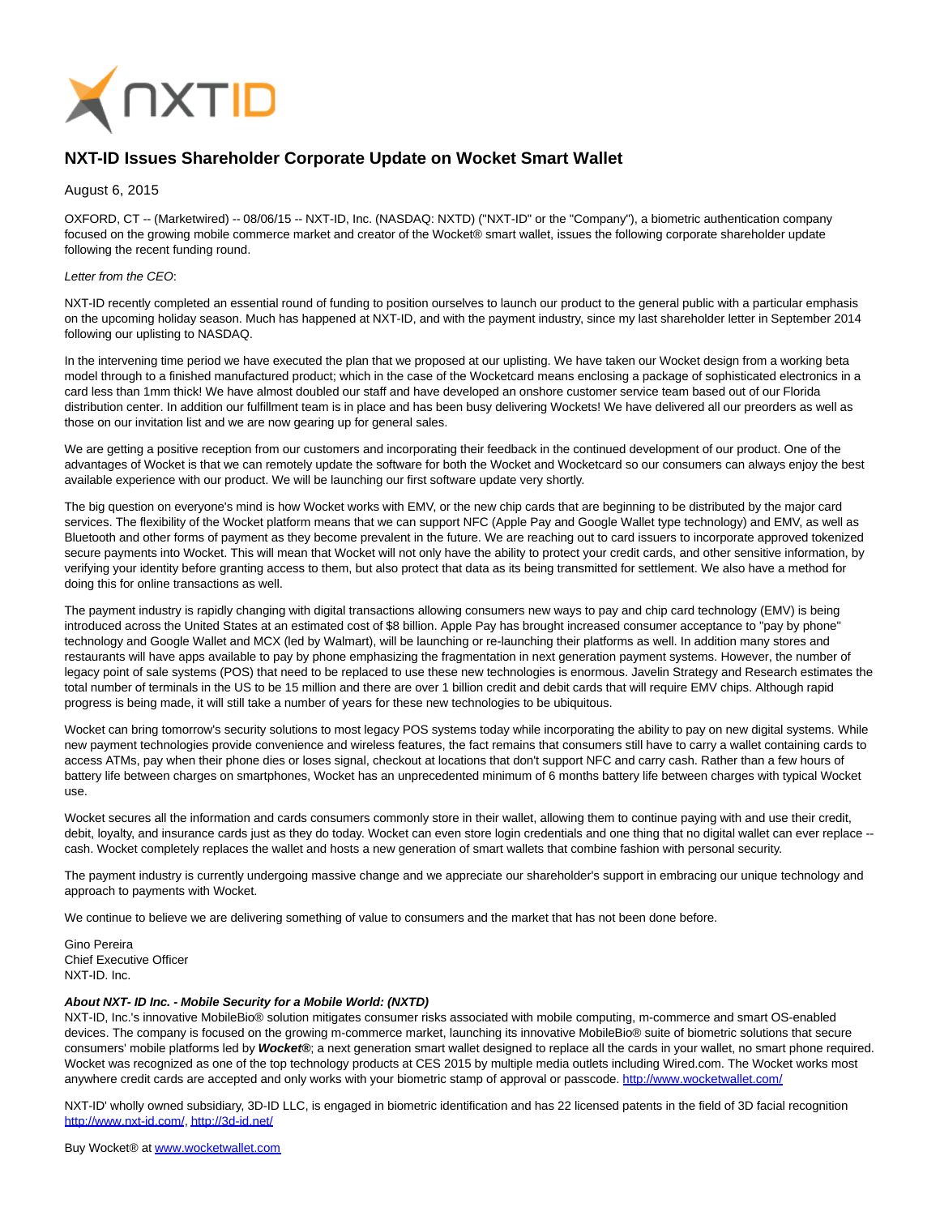# NXT-ID Issues Shareholder Corporate Update on Wocket Smart Wallet

August 6, 2015

OXFORD, CT -- (Marketwired) -- 08/06/15 -- NXT-ID, Inc. (NASDAQ: NXTD) ("NXT-ID" or the "Company"), a biometric authentication company focused on the growing mobile commerce market and creator of the Wocket® smart wallet, issues the following corporate shareholder update following the recent funding round.

*Letter from the CEO*:

NXT-ID recently completed an essential round of funding to position ourselves to launch our product to the general public with a particular emphasis on the upcoming holiday season. Much has happened at NXT-ID, and with the payment industry, since my last shareholder letter in September 2014 following our uplisting to NASDAQ.

In the intervening time period we have executed the plan that we proposed at our uplisting. We have taken our Wocket design from a working beta model through to a finished manufactured product; which in the case of the Wocketcard means enclosing a package of sophisticated electronics in a card less than 1mm thick! We have almost doubled our staff and have developed an onshore customer service team based out of our Florida distribution center. In addition our fulfillment team is in place and has been busy delivering Wockets! We have delivered all our preorders as well as those on our invitation list and we are now gearing up for general sales.

We are getting a positive reception from our customers and incorporating their feedback in the continued development of our product. One of the advantages of Wocket is that we can remotely update the software for both the Wocket and Wocketcard so our consumers can always enjoy the best available experience with our product. We will be launching our first software update very shortly.

The big question on everyone's mind is how Wocket works with EMV, or the new chip cards that are beginning to be distributed by the major card services. The flexibility of the Wocket platform means that we can support NFC (Apple Pay and Google Wallet type technology) and EMV, as well as Bluetooth and other forms of payment as they become prevalent in the future. We are reaching out to card issuers to incorporate approved tokenized secure payments into Wocket. This will mean that Wocket will not only have the ability to protect your credit cards, and other sensitive information, by verifying your identity before granting access to them, but also protect that data as its being transmitted for settlement. We also have a method for doing this for online transactions as well.

The payment industry is rapidly changing with digital transactions allowing consumers new ways to pay and chip card technology (EMV) is being introduced across the United States at an estimated cost of $8 billion. Apple Pay has brought increased consumer acceptance to "pay by phone" technology and Google Wallet and MCX (led by Walmart), will be launching or re-launching their platforms as well. In addition many stores and restaurants will have apps available to pay by phone emphasizing the fragmentation in next generation payment systems. However, the number of legacy point of sale systems (POS) that need to be replaced to use these new technologies is enormous. Javelin Strategy and Research estimates the total number of terminals in the US to be 15 million and there are over 1 billion credit and debit cards that will require EMV chips. Although rapid progress is being made, it will still take a number of years for these new technologies to be ubiquitous.

Wocket can bring tomorrow's security solutions to most legacy POS systems today while incorporating the ability to pay on new digital systems. While new payment technologies provide convenience and wireless features, the fact remains that consumers still have to carry a wallet containing cards to access ATMs, pay when their phone dies or loses signal, checkout at locations that don't support NFC and carry cash. Rather than a few hours of battery life between charges on smartphones, Wocket has an unprecedented minimum of 6 months battery life between charges with typical Wocket use.

Wocket secures all the information and cards consumers commonly store in their wallet, allowing them to continue paying with and use their credit, debit, loyalty, and insurance cards just as they do today. Wocket can even store login credentials and one thing that no digital wallet can ever replace -- cash. Wocket completely replaces the wallet and hosts a new generation of smart wallets that combine fashion with personal security.

The payment industry is currently undergoing massive change and we appreciate our shareholder's support in embracing our unique technology and approach to payments with Wocket.

We continue to believe we are delivering something of value to consumers and the market that has not been done before.

Gino Pereira
Chief Executive Officer
NXT-ID. Inc.

***About NXT- ID Inc. - Mobile Security for a Mobile World: (NXTD)***
NXT-ID, Inc.'s innovative MobileBio® solution mitigates consumer risks associated with mobile computing, m-commerce and smart OS-enabled devices. The company is focused on the growing m-commerce market, launching its innovative MobileBio® suite of biometric solutions that secure consumers' mobile platforms led by ***Wocket®***; a next generation smart wallet designed to replace all the cards in your wallet, no smart phone required. Wocket was recognized as one of the top technology products at CES 2015 by multiple media outlets including Wired.com. The Wocket works most anywhere credit cards are accepted and only works with your biometric stamp of approval or passcode. http://www.wocketwallet.com/

NXT-ID' wholly owned subsidiary, 3D-ID LLC, is engaged in biometric identification and has 22 licensed patents in the field of 3D facial recognition http://www.nxt-id.com/, http://3d-id.net/

Buy Wocket® at www.wocketwallet.com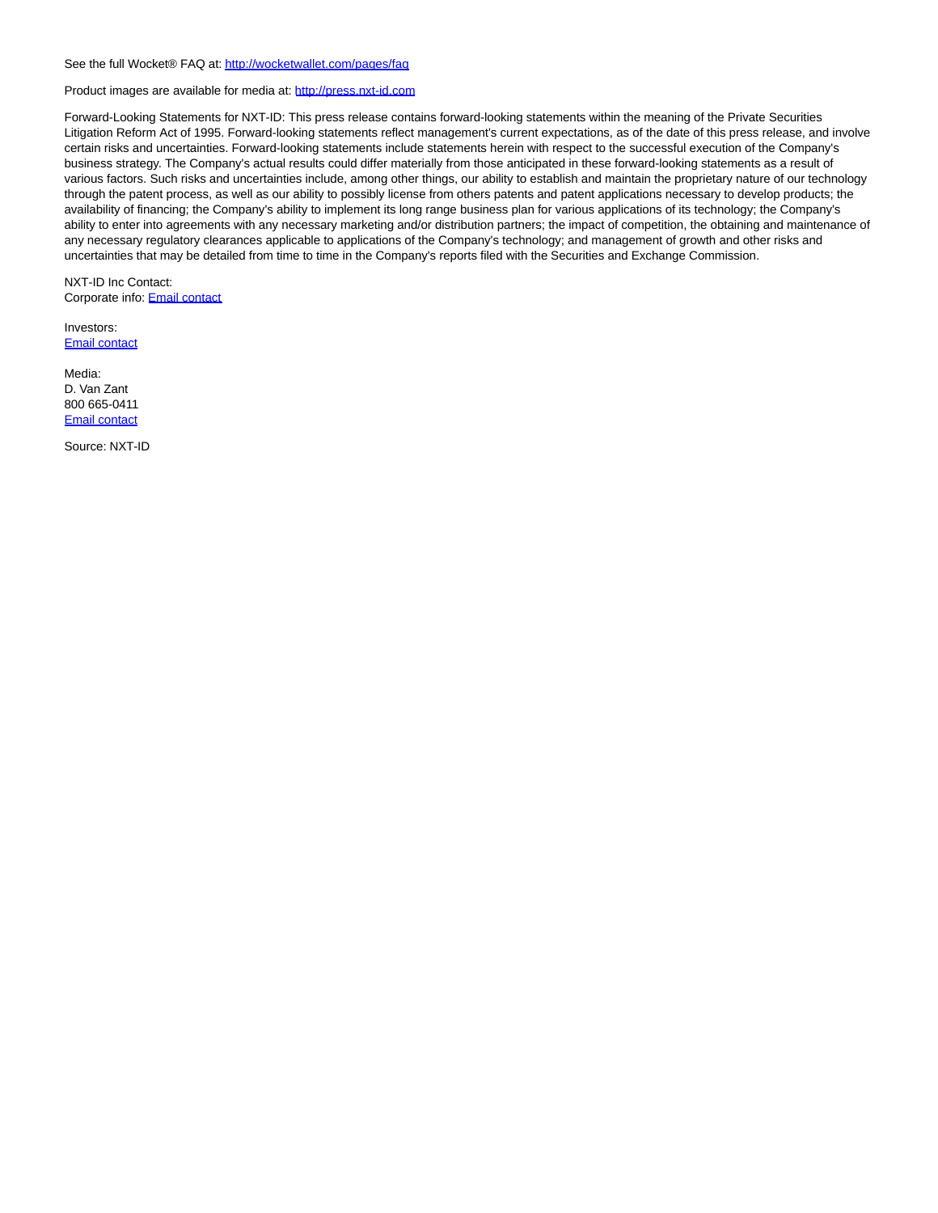See the full Wocket® FAQ at: [http://wocketwallet.com/pages/faq](http://wocketwallet.com/pages/faq)

Product images are available for media at: [http://press.nxt-id.com](http://press.nxt-id.com)

Forward-Looking Statements for NXT-ID: This press release contains forward-looking statements within the meaning of the Private Securities Litigation Reform Act of 1995. Forward-looking statements reflect management's current expectations, as of the date of this press release, and involve certain risks and uncertainties. Forward-looking statements include statements herein with respect to the successful execution of the Company's business strategy. The Company's actual results could differ materially from those anticipated in these forward-looking statements as a result of various factors. Such risks and uncertainties include, among other things, our ability to establish and maintain the proprietary nature of our technology through the patent process, as well as our ability to possibly license from others patents and patent applications necessary to develop products; the availability of financing; the Company's ability to implement its long range business plan for various applications of its technology; the Company's ability to enter into agreements with any necessary marketing and/or distribution partners; the impact of competition, the obtaining and maintenance of any necessary regulatory clearances applicable to applications of the Company's technology; and management of growth and other risks and uncertainties that may be detailed from time to time in the Company's reports filed with the Securities and Exchange Commission.

NXT-ID Inc Contact:
Corporate info: Email contact

Investors:
Email contact

Media:
D. Van Zant
800 665-0411
Email contact

Source: NXT-ID